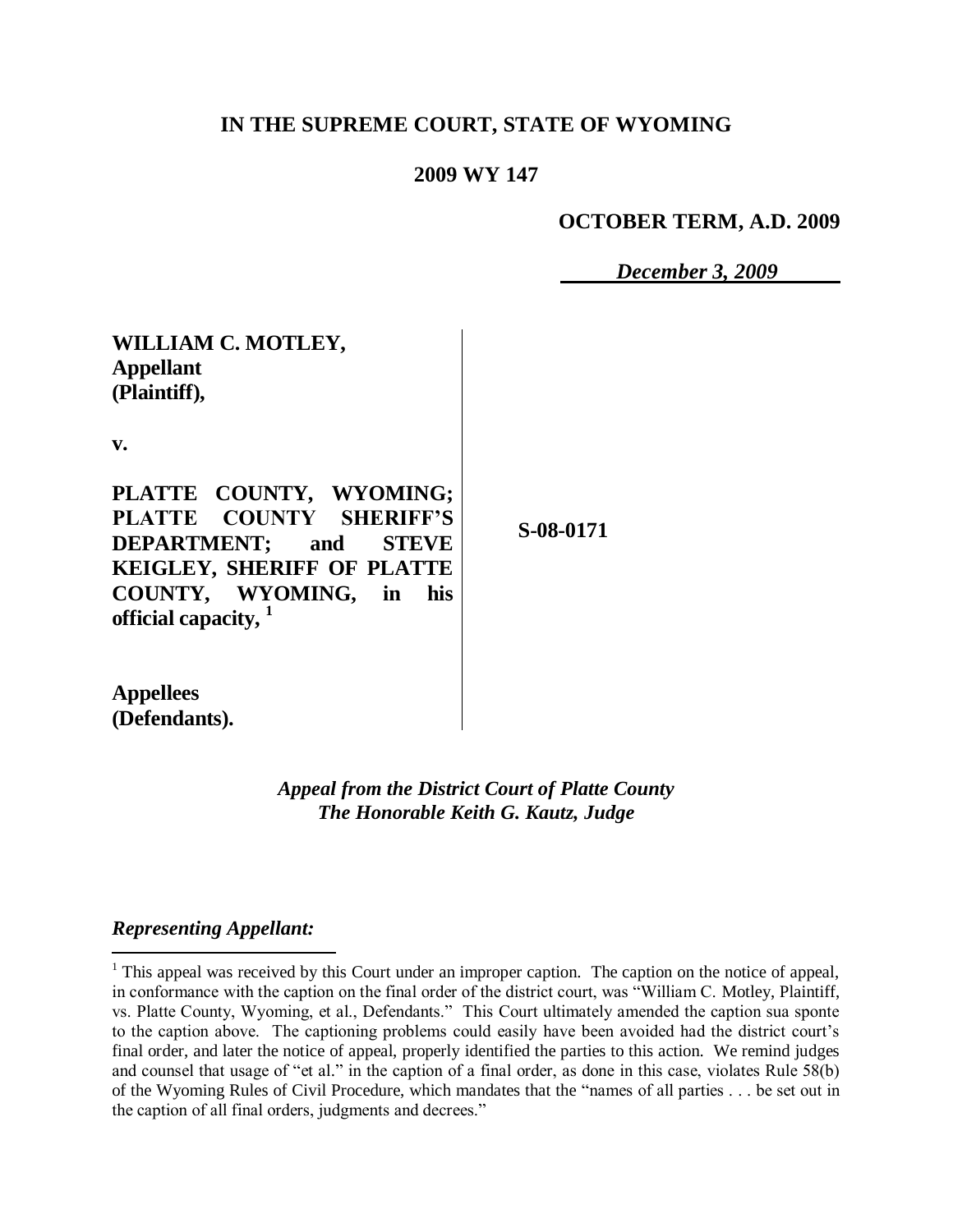# IN THE SUPREME COURT, STATE OF WYOMING

## 2009 WY 147

**OCTOBER TERM, A.D. 2009**

***December 3, 2009***

| | |
|---|---|
| **WILLIAM C. MOTLEY, Appellant (Plaintiff),**<br><br>**v.**<br><br>**PLATTE COUNTY, WYOMING; PLATTE COUNTY SHERIFF'S DEPARTMENT; and STEVE KEIGLEY, SHERIFF OF PLATTE COUNTY, WYOMING, in his official capacity,** [1]<br><br>**Appellees (Defendants).** | **S-08-0171** |

***Appeal from the District Court of Platte County***
***The Honorable Keith G. Kautz, Judge***

***Representing Appellant:***

---

[1] This appeal was received by this Court under an improper caption. The caption on the notice of appeal, in conformance with the caption on the final order of the district court, was "William C. Motley, Plaintiff, vs. Platte County, Wyoming, et al., Defendants." This Court ultimately amended the caption sua sponte to the caption above. The captioning problems could easily have been avoided had the district court's final order, and later the notice of appeal, properly identified the parties to this action. We remind judges and counsel that usage of "et al." in the caption of a final order, as done in this case, violates Rule 58(b) of the Wyoming Rules of Civil Procedure, which mandates that the "names of all parties . . . be set out in the caption of all final orders, judgments and decrees."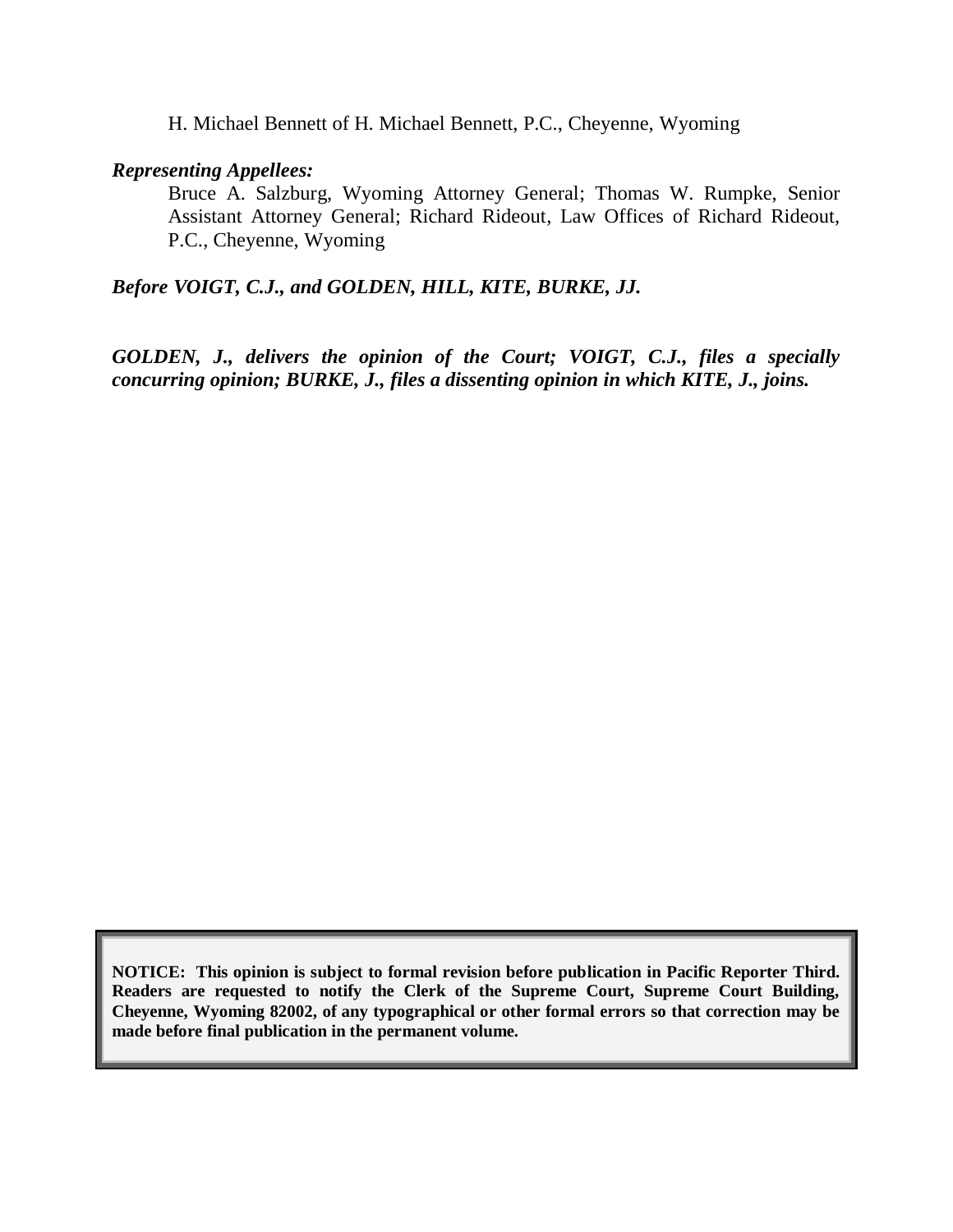H. Michael Bennett of H. Michael Bennett, P.C., Cheyenne, Wyoming

***Representing Appellees:***

Bruce A. Salzburg, Wyoming Attorney General; Thomas W. Rumpke, Senior Assistant Attorney General; Richard Rideout, Law Offices of Richard Rideout, P.C., Cheyenne, Wyoming

***Before VOIGT, C.J., and GOLDEN, HILL, KITE, BURKE, JJ.***

***GOLDEN, J., delivers the opinion of the Court; VOIGT, C.J., files a specially concurring opinion; BURKE, J., files a dissenting opinion in which KITE, J., joins.***

**NOTICE: This opinion is subject to formal revision before publication in Pacific Reporter Third. Readers are requested to notify the Clerk of the Supreme Court, Supreme Court Building, Cheyenne, Wyoming 82002, of any typographical or other formal errors so that correction may be made before final publication in the permanent volume.**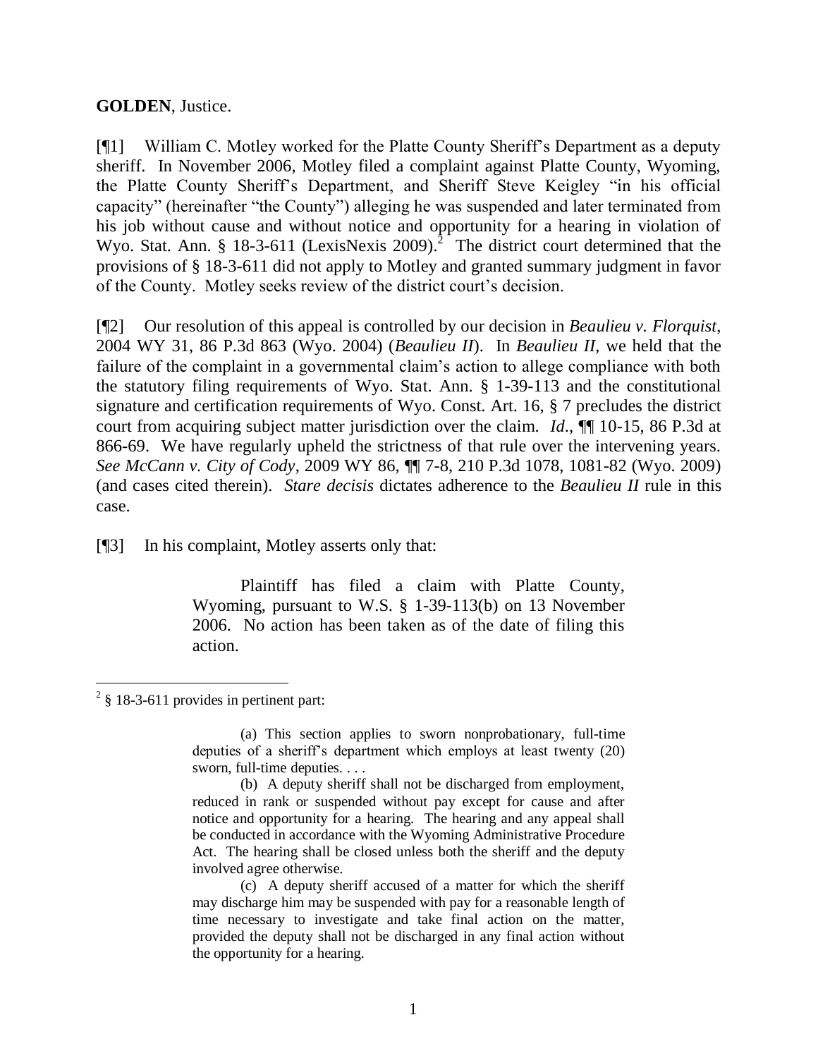**GOLDEN**, Justice.

[¶1] William C. Motley worked for the Platte County Sheriff's Department as a deputy sheriff. In November 2006, Motley filed a complaint against Platte County, Wyoming, the Platte County Sheriff's Department, and Sheriff Steve Keigley "in his official capacity" (hereinafter "the County") alleging he was suspended and later terminated from his job without cause and without notice and opportunity for a hearing in violation of Wyo. Stat. Ann. § 18-3-611 (LexisNexis 2009).[2] The district court determined that the provisions of § 18-3-611 did not apply to Motley and granted summary judgment in favor of the County. Motley seeks review of the district court's decision.

[¶2] Our resolution of this appeal is controlled by our decision in *Beaulieu v. Florquist*, 2004 WY 31, 86 P.3d 863 (Wyo. 2004) (*Beaulieu II*). In *Beaulieu II*, we held that the failure of the complaint in a governmental claim's action to allege compliance with both the statutory filing requirements of Wyo. Stat. Ann. § 1-39-113 and the constitutional signature and certification requirements of Wyo. Const. Art. 16, § 7 precludes the district court from acquiring subject matter jurisdiction over the claim. *Id*., ¶¶ 10-15, 86 P.3d at 866-69. We have regularly upheld the strictness of that rule over the intervening years. *See McCann v. City of Cody*, 2009 WY 86, ¶¶ 7-8, 210 P.3d 1078, 1081-82 (Wyo. 2009) (and cases cited therein). *Stare decisis* dictates adherence to the *Beaulieu II* rule in this case.

[¶3] In his complaint, Motley asserts only that:

> Plaintiff has filed a claim with Platte County, Wyoming, pursuant to W.S. § 1-39-113(b) on 13 November 2006. No action has been taken as of the date of filing this action.

---

[2] § 18-3-611 provides in pertinent part:

> (a) This section applies to sworn nonprobationary, full-time deputies of a sheriff's department which employs at least twenty (20) sworn, full-time deputies. . . .
>
> (b) A deputy sheriff shall not be discharged from employment, reduced in rank or suspended without pay except for cause and after notice and opportunity for a hearing. The hearing and any appeal shall be conducted in accordance with the Wyoming Administrative Procedure Act. The hearing shall be closed unless both the sheriff and the deputy involved agree otherwise.
>
> (c) A deputy sheriff accused of a matter for which the sheriff may discharge him may be suspended with pay for a reasonable length of time necessary to investigate and take final action on the matter, provided the deputy shall not be discharged in any final action without the opportunity for a hearing.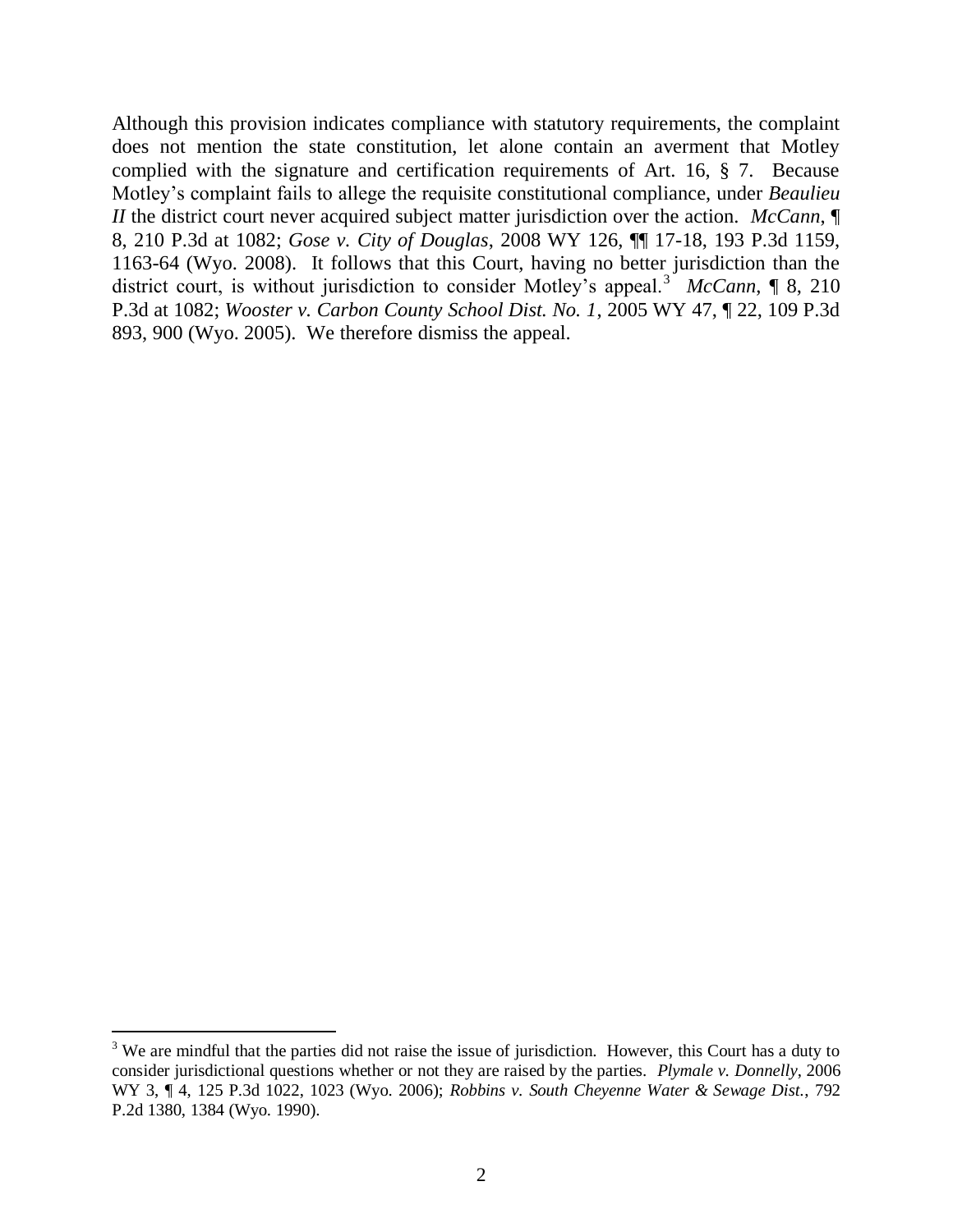Although this provision indicates compliance with statutory requirements, the complaint does not mention the state constitution, let alone contain an averment that Motley complied with the signature and certification requirements of Art. 16, § 7. Because Motley's complaint fails to allege the requisite constitutional compliance, under *Beaulieu II* the district court never acquired subject matter jurisdiction over the action. *McCann*, ¶ 8, 210 P.3d at 1082; *Gose v. City of Douglas*, 2008 WY 126, ¶¶ 17-18, 193 P.3d 1159, 1163-64 (Wyo. 2008). It follows that this Court, having no better jurisdiction than the district court, is without jurisdiction to consider Motley's appeal.[3] *McCann*, ¶ 8, 210 P.3d at 1082; *Wooster v. Carbon County School Dist. No. 1*, 2005 WY 47, ¶ 22, 109 P.3d 893, 900 (Wyo. 2005). We therefore dismiss the appeal.

---

[3] We are mindful that the parties did not raise the issue of jurisdiction. However, this Court has a duty to consider jurisdictional questions whether or not they are raised by the parties. *Plymale v. Donnelly*, 2006 WY 3, ¶ 4, 125 P.3d 1022, 1023 (Wyo. 2006); *Robbins v. South Cheyenne Water & Sewage Dist.*, 792 P.2d 1380, 1384 (Wyo. 1990).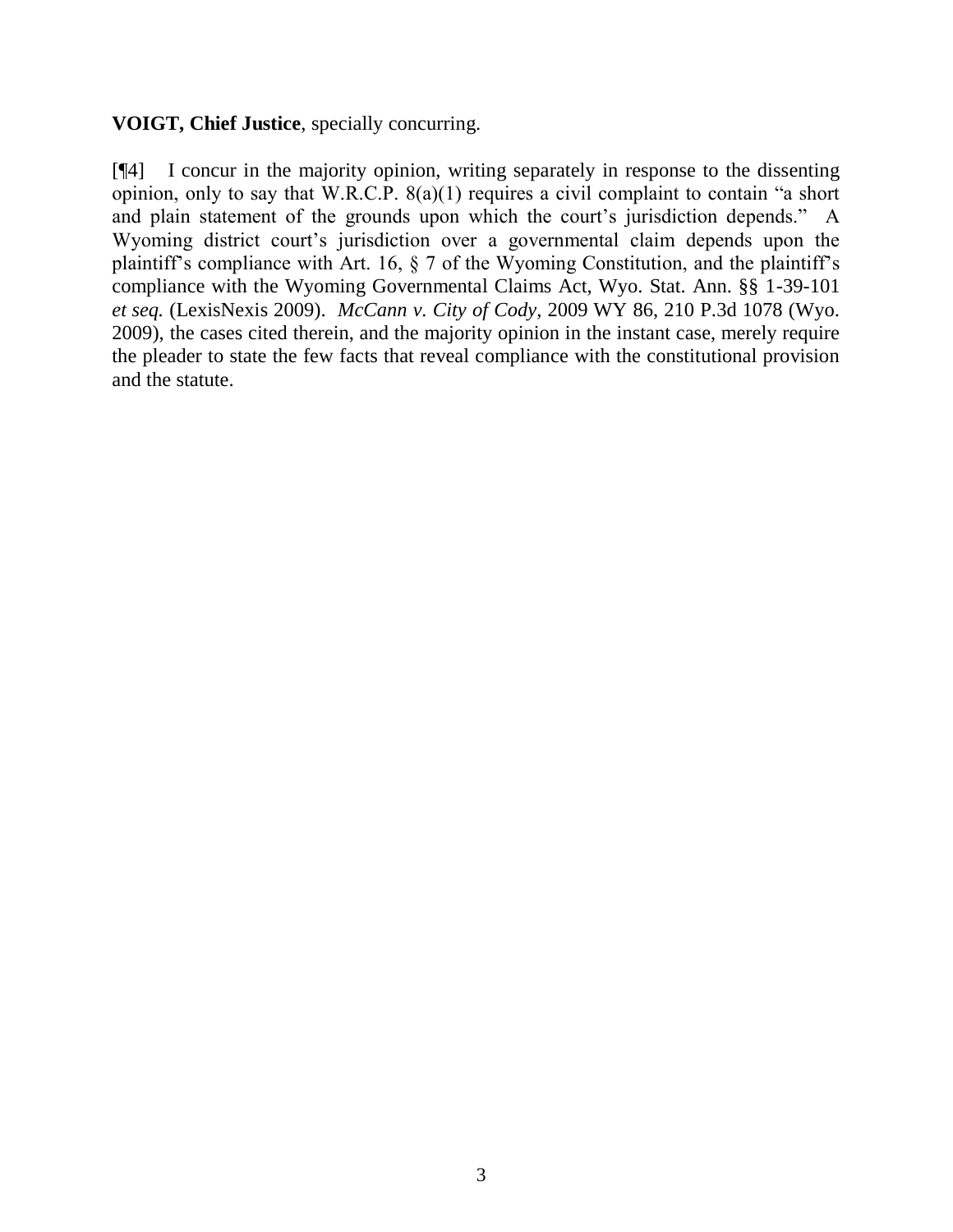**VOIGT, Chief Justice**, specially concurring.

[¶4] I concur in the majority opinion, writing separately in response to the dissenting opinion, only to say that W.R.C.P. 8(a)(1) requires a civil complaint to contain "a short and plain statement of the grounds upon which the court's jurisdiction depends." A Wyoming district court's jurisdiction over a governmental claim depends upon the plaintiff's compliance with Art. 16, § 7 of the Wyoming Constitution, and the plaintiff's compliance with the Wyoming Governmental Claims Act, Wyo. Stat. Ann. §§ 1-39-101 *et seq.* (LexisNexis 2009). *McCann v. City of Cody*, 2009 WY 86, 210 P.3d 1078 (Wyo. 2009), the cases cited therein, and the majority opinion in the instant case, merely require the pleader to state the few facts that reveal compliance with the constitutional provision and the statute.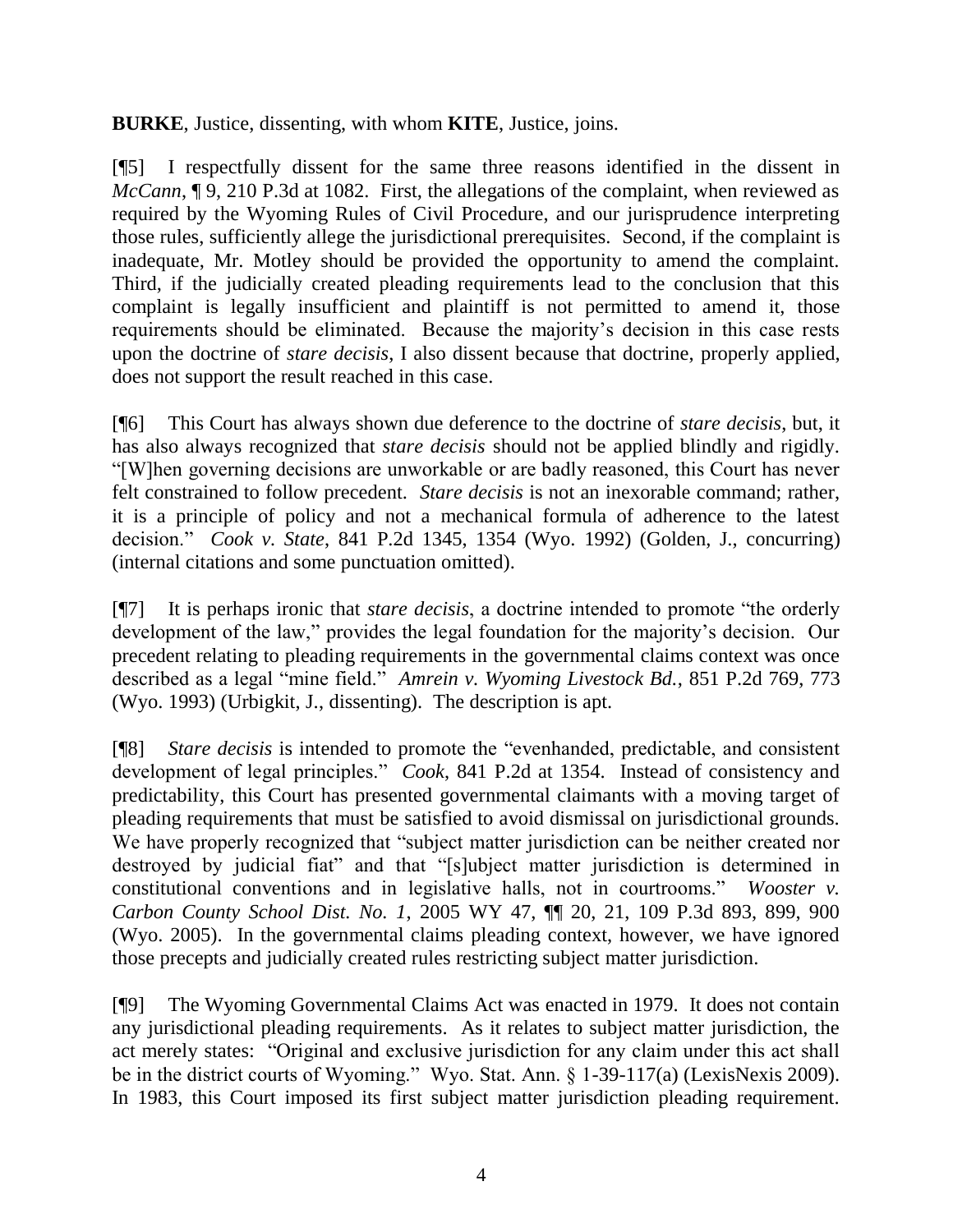**BURKE**, Justice, dissenting, with whom **KITE**, Justice, joins.

[¶5] I respectfully dissent for the same three reasons identified in the dissent in *McCann*, ¶ 9, 210 P.3d at 1082. First, the allegations of the complaint, when reviewed as required by the Wyoming Rules of Civil Procedure, and our jurisprudence interpreting those rules, sufficiently allege the jurisdictional prerequisites. Second, if the complaint is inadequate, Mr. Motley should be provided the opportunity to amend the complaint. Third, if the judicially created pleading requirements lead to the conclusion that this complaint is legally insufficient and plaintiff is not permitted to amend it, those requirements should be eliminated. Because the majority's decision in this case rests upon the doctrine of *stare decisis*, I also dissent because that doctrine, properly applied, does not support the result reached in this case.

[¶6] This Court has always shown due deference to the doctrine of *stare decisis*, but, it has also always recognized that *stare decisis* should not be applied blindly and rigidly. "[W]hen governing decisions are unworkable or are badly reasoned, this Court has never felt constrained to follow precedent. *Stare decisis* is not an inexorable command; rather, it is a principle of policy and not a mechanical formula of adherence to the latest decision." *Cook v. State*, 841 P.2d 1345, 1354 (Wyo. 1992) (Golden, J., concurring) (internal citations and some punctuation omitted).

[¶7] It is perhaps ironic that *stare decisis*, a doctrine intended to promote "the orderly development of the law," provides the legal foundation for the majority's decision. Our precedent relating to pleading requirements in the governmental claims context was once described as a legal "mine field." *Amrein v. Wyoming Livestock Bd.*, 851 P.2d 769, 773 (Wyo. 1993) (Urbigkit, J., dissenting). The description is apt.

[¶8] *Stare decisis* is intended to promote the "evenhanded, predictable, and consistent development of legal principles." *Cook*, 841 P.2d at 1354. Instead of consistency and predictability, this Court has presented governmental claimants with a moving target of pleading requirements that must be satisfied to avoid dismissal on jurisdictional grounds. We have properly recognized that "subject matter jurisdiction can be neither created nor destroyed by judicial fiat" and that "[s]ubject matter jurisdiction is determined in constitutional conventions and in legislative halls, not in courtrooms." *Wooster v. Carbon County School Dist. No. 1*, 2005 WY 47, ¶¶ 20, 21, 109 P.3d 893, 899, 900 (Wyo. 2005). In the governmental claims pleading context, however, we have ignored those precepts and judicially created rules restricting subject matter jurisdiction.

[¶9] The Wyoming Governmental Claims Act was enacted in 1979. It does not contain any jurisdictional pleading requirements. As it relates to subject matter jurisdiction, the act merely states: "Original and exclusive jurisdiction for any claim under this act shall be in the district courts of Wyoming." Wyo. Stat. Ann. § 1-39-117(a) (LexisNexis 2009). In 1983, this Court imposed its first subject matter jurisdiction pleading requirement.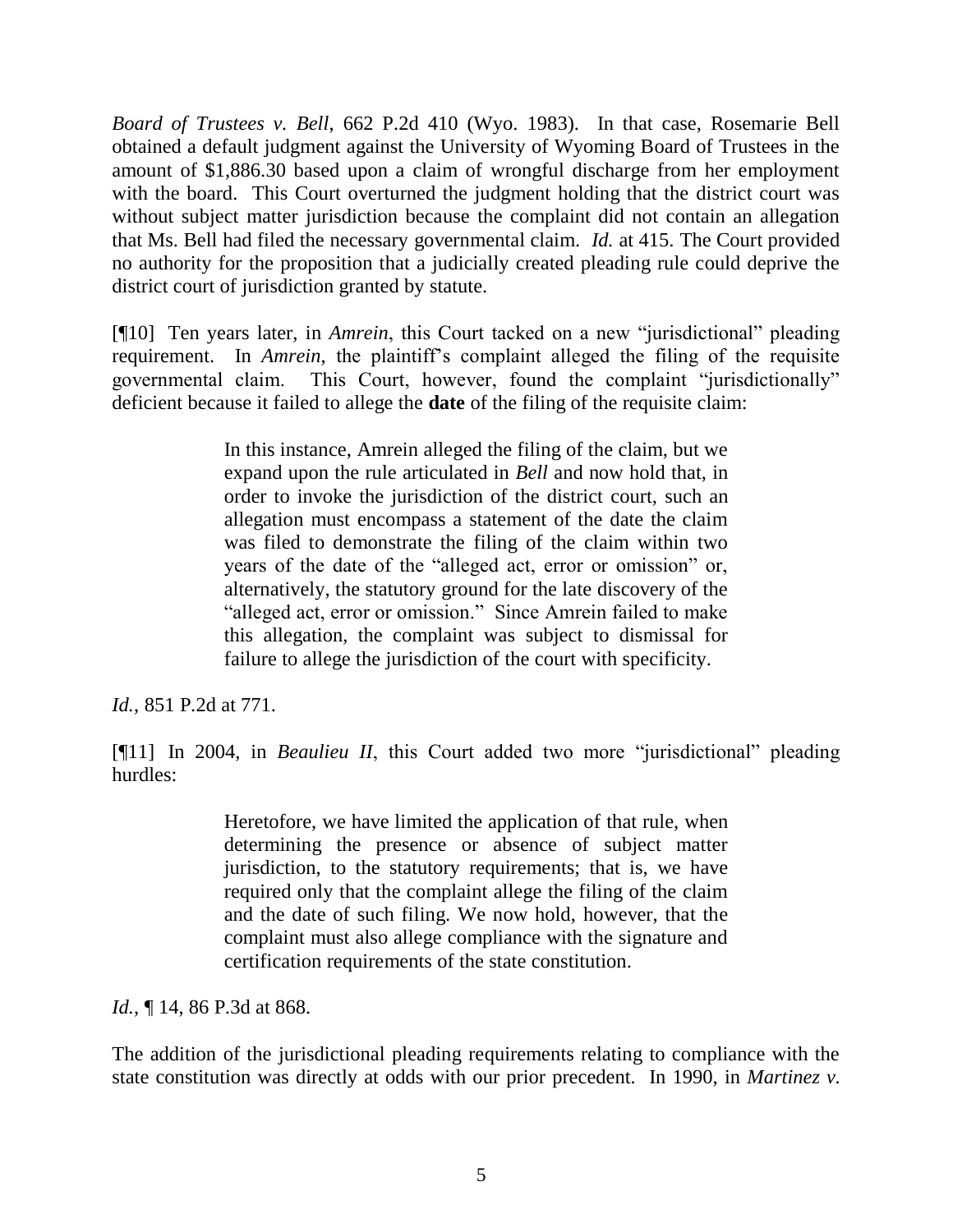*Board of Trustees v. Bell*, 662 P.2d 410 (Wyo. 1983). In that case, Rosemarie Bell obtained a default judgment against the University of Wyoming Board of Trustees in the amount of $1,886.30 based upon a claim of wrongful discharge from her employment with the board. This Court overturned the judgment holding that the district court was without subject matter jurisdiction because the complaint did not contain an allegation that Ms. Bell had filed the necessary governmental claim. *Id.* at 415. The Court provided no authority for the proposition that a judicially created pleading rule could deprive the district court of jurisdiction granted by statute.

[¶10] Ten years later, in *Amrein*, this Court tacked on a new "jurisdictional" pleading requirement. In *Amrein*, the plaintiff's complaint alleged the filing of the requisite governmental claim. This Court, however, found the complaint "jurisdictionally" deficient because it failed to allege the **date** of the filing of the requisite claim:

> In this instance, Amrein alleged the filing of the claim, but we expand upon the rule articulated in *Bell* and now hold that, in order to invoke the jurisdiction of the district court, such an allegation must encompass a statement of the date the claim was filed to demonstrate the filing of the claim within two years of the date of the "alleged act, error or omission" or, alternatively, the statutory ground for the late discovery of the "alleged act, error or omission." Since Amrein failed to make this allegation, the complaint was subject to dismissal for failure to allege the jurisdiction of the court with specificity.

*Id.*, 851 P.2d at 771.

[¶11] In 2004, in *Beaulieu II*, this Court added two more "jurisdictional" pleading hurdles:

> Heretofore, we have limited the application of that rule, when determining the presence or absence of subject matter jurisdiction, to the statutory requirements; that is, we have required only that the complaint allege the filing of the claim and the date of such filing. We now hold, however, that the complaint must also allege compliance with the signature and certification requirements of the state constitution.

*Id.*, ¶ 14, 86 P.3d at 868.

The addition of the jurisdictional pleading requirements relating to compliance with the state constitution was directly at odds with our prior precedent. In 1990, in *Martinez v.*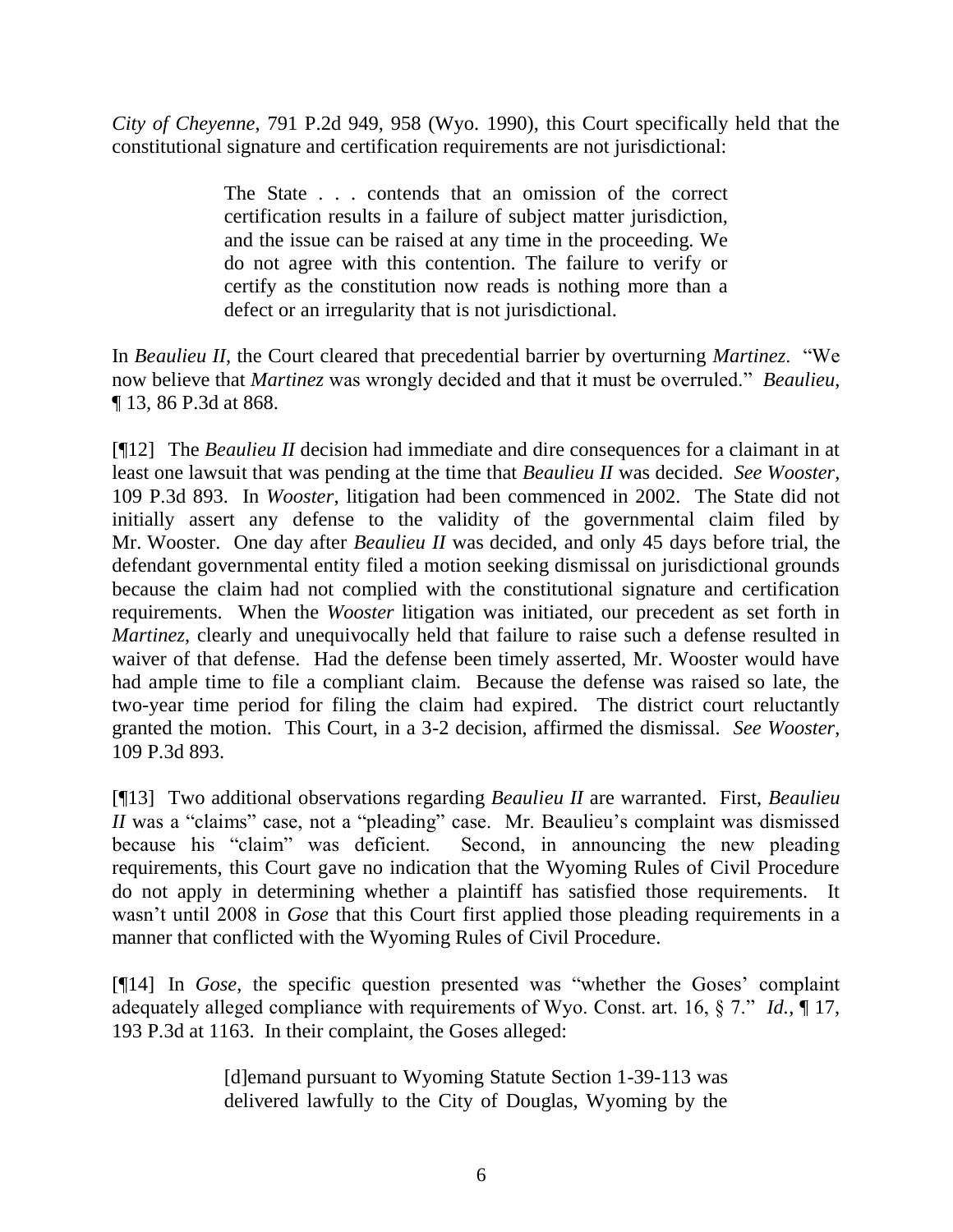*City of Cheyenne*, 791 P.2d 949, 958 (Wyo. 1990), this Court specifically held that the constitutional signature and certification requirements are not jurisdictional:

> The State . . . contends that an omission of the correct certification results in a failure of subject matter jurisdiction, and the issue can be raised at any time in the proceeding. We do not agree with this contention. The failure to verify or certify as the constitution now reads is nothing more than a defect or an irregularity that is not jurisdictional.

In *Beaulieu II*, the Court cleared that precedential barrier by overturning *Martinez*. "We now believe that *Martinez* was wrongly decided and that it must be overruled." *Beaulieu*, ¶ 13, 86 P.3d at 868.

[¶12] The *Beaulieu II* decision had immediate and dire consequences for a claimant in at least one lawsuit that was pending at the time that *Beaulieu II* was decided. *See Wooster*, 109 P.3d 893. In *Wooster*, litigation had been commenced in 2002. The State did not initially assert any defense to the validity of the governmental claim filed by Mr. Wooster. One day after *Beaulieu II* was decided, and only 45 days before trial, the defendant governmental entity filed a motion seeking dismissal on jurisdictional grounds because the claim had not complied with the constitutional signature and certification requirements. When the *Wooster* litigation was initiated, our precedent as set forth in *Martinez*, clearly and unequivocally held that failure to raise such a defense resulted in waiver of that defense. Had the defense been timely asserted, Mr. Wooster would have had ample time to file a compliant claim. Because the defense was raised so late, the two-year time period for filing the claim had expired. The district court reluctantly granted the motion. This Court, in a 3-2 decision, affirmed the dismissal. *See Wooster*, 109 P.3d 893.

[¶13] Two additional observations regarding *Beaulieu II* are warranted. First, *Beaulieu II* was a "claims" case, not a "pleading" case. Mr. Beaulieu's complaint was dismissed because his "claim" was deficient. Second, in announcing the new pleading requirements, this Court gave no indication that the Wyoming Rules of Civil Procedure do not apply in determining whether a plaintiff has satisfied those requirements. It wasn't until 2008 in *Gose* that this Court first applied those pleading requirements in a manner that conflicted with the Wyoming Rules of Civil Procedure.

[¶14] In *Gose*, the specific question presented was "whether the Goses' complaint adequately alleged compliance with requirements of Wyo. Const. art. 16, § 7." *Id.*, ¶ 17, 193 P.3d at 1163. In their complaint, the Goses alleged:

> [d]emand pursuant to Wyoming Statute Section 1-39-113 was delivered lawfully to the City of Douglas, Wyoming by the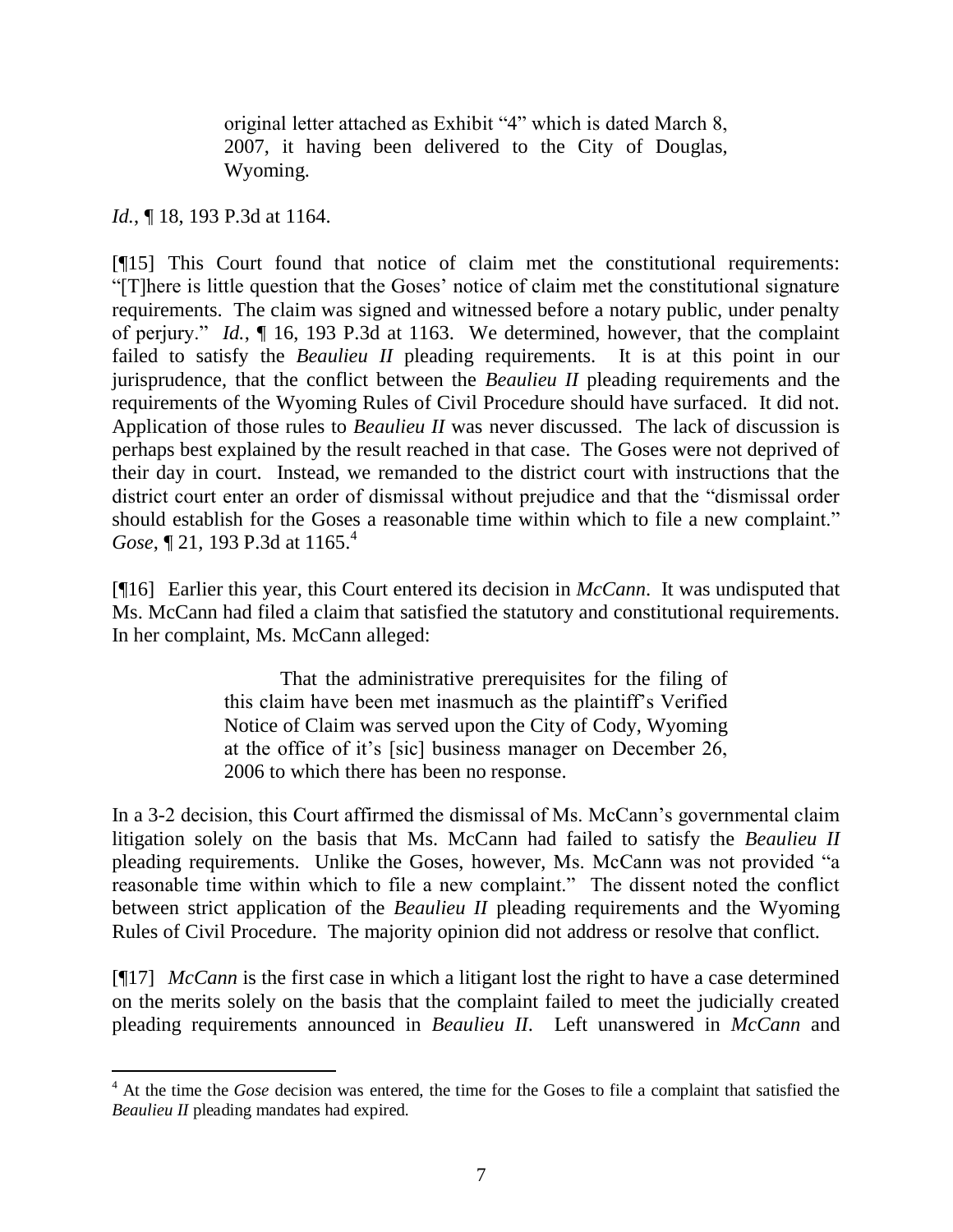> original letter attached as Exhibit "4" which is dated March 8, 2007, it having been delivered to the City of Douglas, Wyoming.

*Id.*, ¶ 18, 193 P.3d at 1164.

[¶15] This Court found that notice of claim met the constitutional requirements: "[T]here is little question that the Goses' notice of claim met the constitutional signature requirements. The claim was signed and witnessed before a notary public, under penalty of perjury." *Id.*, ¶ 16, 193 P.3d at 1163. We determined, however, that the complaint failed to satisfy the *Beaulieu II* pleading requirements. It is at this point in our jurisprudence, that the conflict between the *Beaulieu II* pleading requirements and the requirements of the Wyoming Rules of Civil Procedure should have surfaced. It did not. Application of those rules to *Beaulieu II* was never discussed. The lack of discussion is perhaps best explained by the result reached in that case. The Goses were not deprived of their day in court. Instead, we remanded to the district court with instructions that the district court enter an order of dismissal without prejudice and that the "dismissal order should establish for the Goses a reasonable time within which to file a new complaint." *Gose*, ¶ 21, 193 P.3d at 1165.[4]

[¶16] Earlier this year, this Court entered its decision in *McCann*. It was undisputed that Ms. McCann had filed a claim that satisfied the statutory and constitutional requirements. In her complaint, Ms. McCann alleged:

> That the administrative prerequisites for the filing of this claim have been met inasmuch as the plaintiff's Verified Notice of Claim was served upon the City of Cody, Wyoming at the office of it's [sic] business manager on December 26, 2006 to which there has been no response.

In a 3-2 decision, this Court affirmed the dismissal of Ms. McCann's governmental claim litigation solely on the basis that Ms. McCann had failed to satisfy the *Beaulieu II* pleading requirements. Unlike the Goses, however, Ms. McCann was not provided "a reasonable time within which to file a new complaint." The dissent noted the conflict between strict application of the *Beaulieu II* pleading requirements and the Wyoming Rules of Civil Procedure. The majority opinion did not address or resolve that conflict.

[¶17] *McCann* is the first case in which a litigant lost the right to have a case determined on the merits solely on the basis that the complaint failed to meet the judicially created pleading requirements announced in *Beaulieu II*. Left unanswered in *McCann* and

---

[4] At the time the *Gose* decision was entered, the time for the Goses to file a complaint that satisfied the *Beaulieu II* pleading mandates had expired.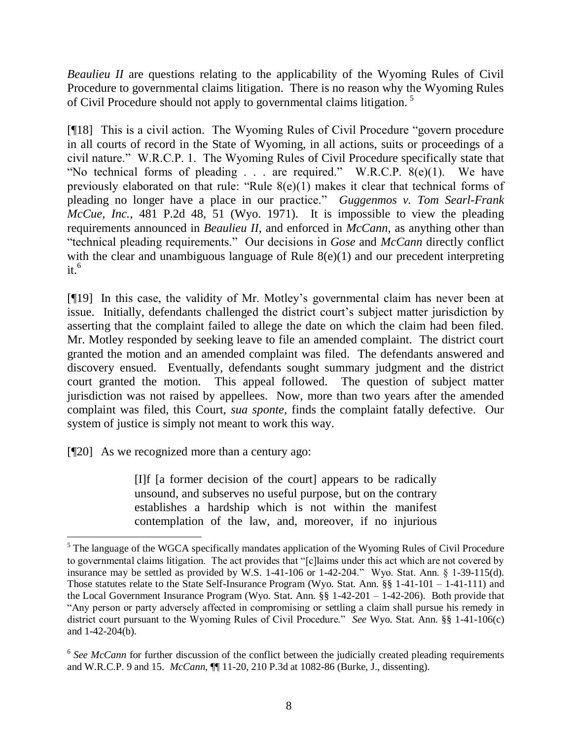*Beaulieu II* are questions relating to the applicability of the Wyoming Rules of Civil Procedure to governmental claims litigation. There is no reason why the Wyoming Rules of Civil Procedure should not apply to governmental claims litigation.[5]

[¶18] This is a civil action. The Wyoming Rules of Civil Procedure "govern procedure in all courts of record in the State of Wyoming, in all actions, suits or proceedings of a civil nature." W.R.C.P. 1. The Wyoming Rules of Civil Procedure specifically state that "No technical forms of pleading . . . are required." W.R.C.P. 8(e)(1). We have previously elaborated on that rule: "Rule 8(e)(1) makes it clear that technical forms of pleading no longer have a place in our practice." *Guggenmos v. Tom Searl-Frank McCue, Inc.*, 481 P.2d 48, 51 (Wyo. 1971). It is impossible to view the pleading requirements announced in *Beaulieu II*, and enforced in *McCann*, as anything other than "technical pleading requirements." Our decisions in *Gose* and *McCann* directly conflict with the clear and unambiguous language of Rule 8(e)(1) and our precedent interpreting it.[6]

[¶19] In this case, the validity of Mr. Motley's governmental claim has never been at issue. Initially, defendants challenged the district court's subject matter jurisdiction by asserting that the complaint failed to allege the date on which the claim had been filed. Mr. Motley responded by seeking leave to file an amended complaint. The district court granted the motion and an amended complaint was filed. The defendants answered and discovery ensued. Eventually, defendants sought summary judgment and the district court granted the motion. This appeal followed. The question of subject matter jurisdiction was not raised by appellees. Now, more than two years after the amended complaint was filed, this Court, *sua sponte*, finds the complaint fatally defective. Our system of justice is simply not meant to work this way.

[¶20] As we recognized more than a century ago:

> [I]f [a former decision of the court] appears to be radically unsound, and subserves no useful purpose, but on the contrary establishes a hardship which is not within the manifest contemplation of the law, and, moreover, if no injurious

---

[5] The language of the WGCA specifically mandates application of the Wyoming Rules of Civil Procedure to governmental claims litigation. The act provides that "[c]laims under this act which are not covered by insurance may be settled as provided by W.S. 1-41-106 or 1-42-204." Wyo. Stat. Ann. § 1-39-115(d). Those statutes relate to the State Self-Insurance Program (Wyo. Stat. Ann. §§ 1-41-101 – 1-41-111) and the Local Government Insurance Program (Wyo. Stat. Ann. §§ 1-42-201 – 1-42-206). Both provide that "Any person or party adversely affected in compromising or settling a claim shall pursue his remedy in district court pursuant to the Wyoming Rules of Civil Procedure." *See* Wyo. Stat. Ann. §§ 1-41-106(c) and 1-42-204(b).

[6] *See McCann* for further discussion of the conflict between the judicially created pleading requirements and W.R.C.P. 9 and 15. *McCann*, ¶¶ 11-20, 210 P.3d at 1082-86 (Burke, J., dissenting).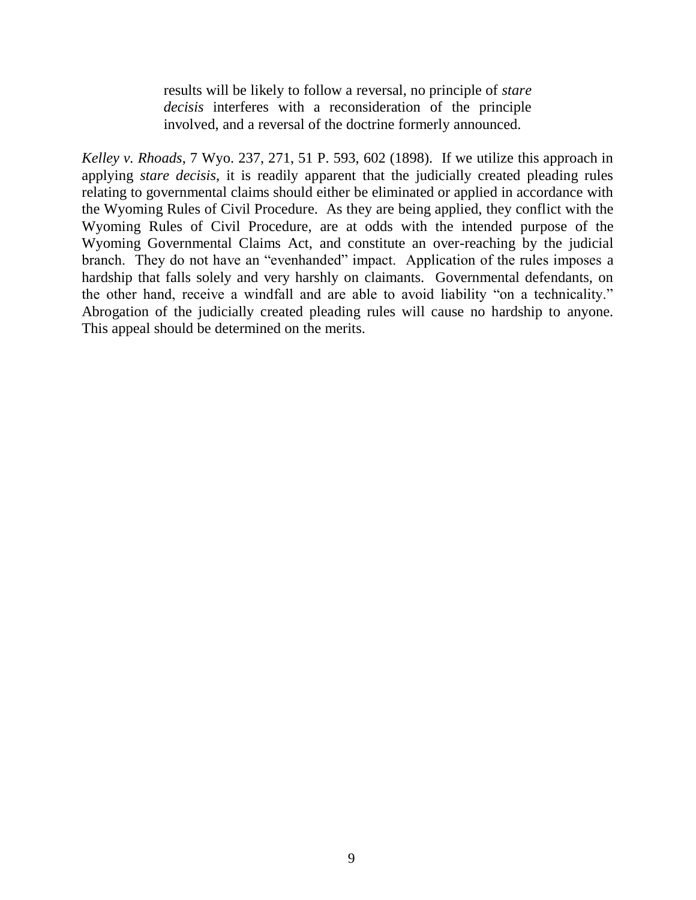> results will be likely to follow a reversal, no principle of *stare decisis* interferes with a reconsideration of the principle involved, and a reversal of the doctrine formerly announced.

*Kelley v. Rhoads*, 7 Wyo. 237, 271, 51 P. 593, 602 (1898). If we utilize this approach in applying *stare decisis*, it is readily apparent that the judicially created pleading rules relating to governmental claims should either be eliminated or applied in accordance with the Wyoming Rules of Civil Procedure. As they are being applied, they conflict with the Wyoming Rules of Civil Procedure, are at odds with the intended purpose of the Wyoming Governmental Claims Act, and constitute an over-reaching by the judicial branch. They do not have an "evenhanded" impact. Application of the rules imposes a hardship that falls solely and very harshly on claimants. Governmental defendants, on the other hand, receive a windfall and are able to avoid liability "on a technicality." Abrogation of the judicially created pleading rules will cause no hardship to anyone. This appeal should be determined on the merits.